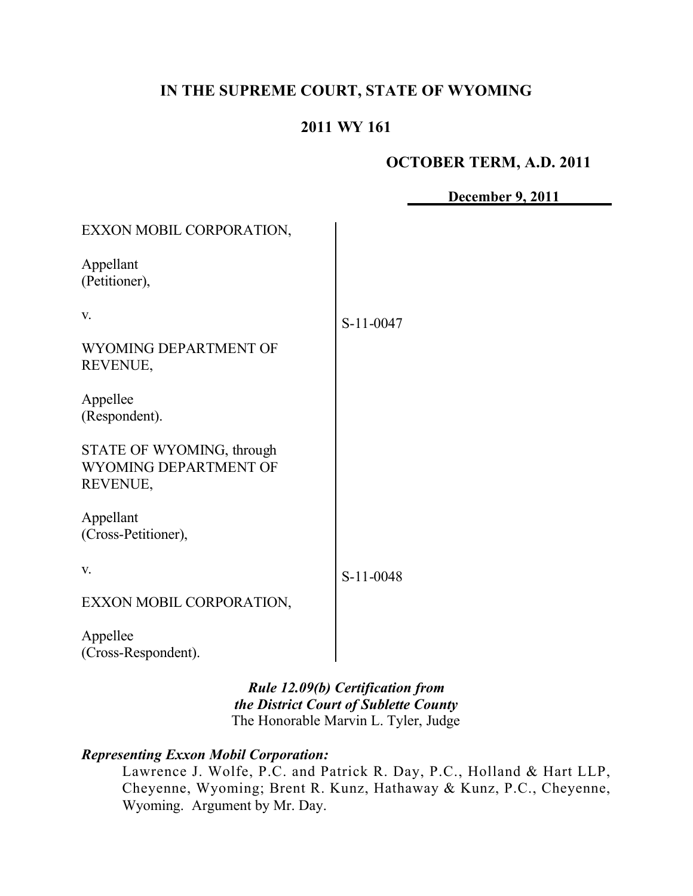**IN THE SUPREME COURT, STATE OF WYOMING**

**2011 WY 161**

**OCTOBER TERM, A.D. 2011**

**December 9, 2011**

| | |
|---|---|
| EXXON MOBIL CORPORATION,<br><br>Appellant<br>(Petitioner),<br><br>v.<br><br>WYOMING DEPARTMENT OF REVENUE,<br><br>Appellee<br>(Respondent). | S-11-0047 |
| STATE OF WYOMING, through WYOMING DEPARTMENT OF REVENUE,<br><br>Appellant<br>(Cross-Petitioner),<br><br>v.<br><br>EXXON MOBIL CORPORATION,<br><br>Appellee<br>(Cross-Respondent). | S-11-0048 |

***Rule 12.09(b) Certification from the District Court of Sublette County***
The Honorable Marvin L. Tyler, Judge

***Representing Exxon Mobil Corporation:***

Lawrence J. Wolfe, P.C. and Patrick R. Day, P.C., Holland & Hart LLP, Cheyenne, Wyoming; Brent R. Kunz, Hathaway & Kunz, P.C., Cheyenne, Wyoming. Argument by Mr. Day.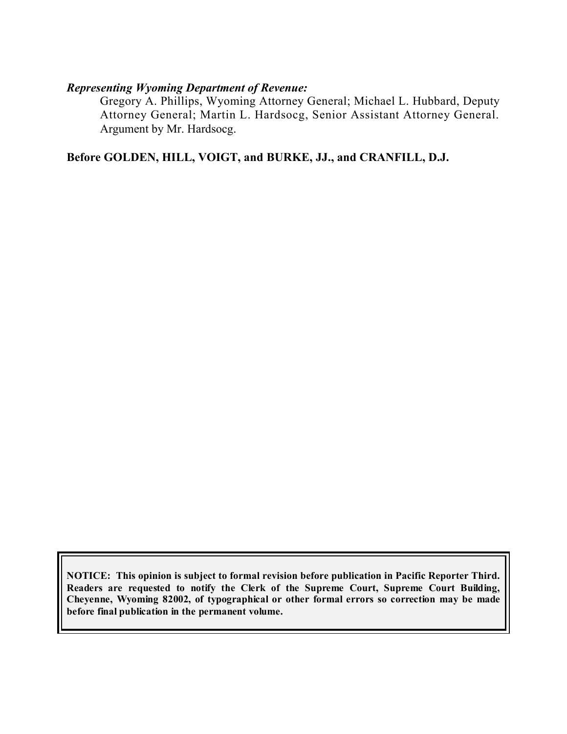***Representing Wyoming Department of Revenue:***

Gregory A. Phillips, Wyoming Attorney General; Michael L. Hubbard, Deputy Attorney General; Martin L. Hardsocg, Senior Assistant Attorney General. Argument by Mr. Hardsocg.

**Before GOLDEN, HILL, VOIGT, and BURKE, JJ., and CRANFILL, D.J.**

**NOTICE: This opinion is subject to formal revision before publication in Pacific Reporter Third. Readers are requested to notify the Clerk of the Supreme Court, Supreme Court Building, Cheyenne, Wyoming 82002, of typographical or other formal errors so correction may be made before final publication in the permanent volume.**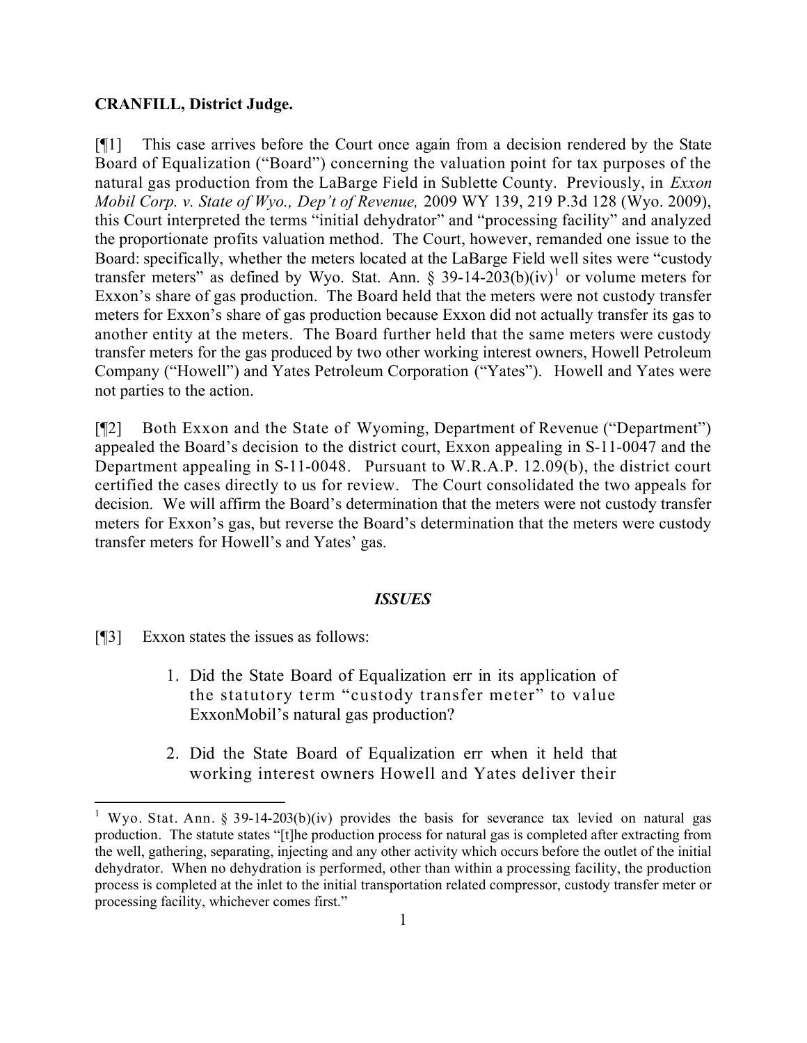**CRANFILL, District Judge.**

[¶1] This case arrives before the Court once again from a decision rendered by the State Board of Equalization ("Board") concerning the valuation point for tax purposes of the natural gas production from the LaBarge Field in Sublette County. Previously, in *Exxon Mobil Corp. v. State of Wyo., Dep't of Revenue,* 2009 WY 139, 219 P.3d 128 (Wyo. 2009), this Court interpreted the terms "initial dehydrator" and "processing facility" and analyzed the proportionate profits valuation method. The Court, however, remanded one issue to the Board: specifically, whether the meters located at the LaBarge Field well sites were "custody transfer meters" as defined by Wyo. Stat. Ann. § 39-14-203(b)(iv)[1] or volume meters for Exxon's share of gas production. The Board held that the meters were not custody transfer meters for Exxon's share of gas production because Exxon did not actually transfer its gas to another entity at the meters. The Board further held that the same meters were custody transfer meters for the gas produced by two other working interest owners, Howell Petroleum Company ("Howell") and Yates Petroleum Corporation ("Yates"). Howell and Yates were not parties to the action.

[¶2] Both Exxon and the State of Wyoming, Department of Revenue ("Department") appealed the Board's decision to the district court, Exxon appealing in S-11-0047 and the Department appealing in S-11-0048. Pursuant to W.R.A.P. 12.09(b), the district court certified the cases directly to us for review. The Court consolidated the two appeals for decision. We will affirm the Board's determination that the meters were not custody transfer meters for Exxon's gas, but reverse the Board's determination that the meters were custody transfer meters for Howell's and Yates' gas.

## *ISSUES*

[¶3] Exxon states the issues as follows:

> 1. Did the State Board of Equalization err in its application of the statutory term "custody transfer meter" to value ExxonMobil's natural gas production?
>
> 2. Did the State Board of Equalization err when it held that working interest owners Howell and Yates deliver their

---

[1] Wyo. Stat. Ann. § 39-14-203(b)(iv) provides the basis for severance tax levied on natural gas production. The statute states "[t]he production process for natural gas is completed after extracting from the well, gathering, separating, injecting and any other activity which occurs before the outlet of the initial dehydrator. When no dehydration is performed, other than within a processing facility, the production process is completed at the inlet to the initial transportation related compressor, custody transfer meter or processing facility, whichever comes first."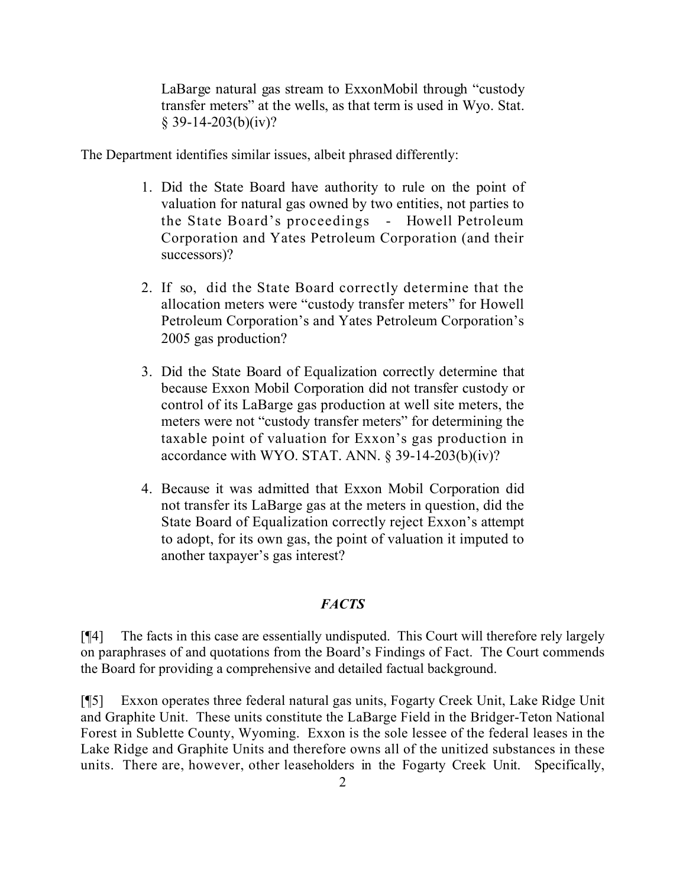> LaBarge natural gas stream to ExxonMobil through "custody transfer meters" at the wells, as that term is used in Wyo. Stat. § 39-14-203(b)(iv)?

The Department identifies similar issues, albeit phrased differently:

> 1. Did the State Board have authority to rule on the point of valuation for natural gas owned by two entities, not parties to the State Board's proceedings - Howell Petroleum Corporation and Yates Petroleum Corporation (and their successors)?
>
> 2. If so, did the State Board correctly determine that the allocation meters were "custody transfer meters" for Howell Petroleum Corporation's and Yates Petroleum Corporation's 2005 gas production?
>
> 3. Did the State Board of Equalization correctly determine that because Exxon Mobil Corporation did not transfer custody or control of its LaBarge gas production at well site meters, the meters were not "custody transfer meters" for determining the taxable point of valuation for Exxon's gas production in accordance with WYO. STAT. ANN. § 39-14-203(b)(iv)?
>
> 4. Because it was admitted that Exxon Mobil Corporation did not transfer its LaBarge gas at the meters in question, did the State Board of Equalization correctly reject Exxon's attempt to adopt, for its own gas, the point of valuation it imputed to another taxpayer's gas interest?

## *FACTS*

[¶4] The facts in this case are essentially undisputed. This Court will therefore rely largely on paraphrases of and quotations from the Board's Findings of Fact. The Court commends the Board for providing a comprehensive and detailed factual background.

[¶5] Exxon operates three federal natural gas units, Fogarty Creek Unit, Lake Ridge Unit and Graphite Unit. These units constitute the LaBarge Field in the Bridger-Teton National Forest in Sublette County, Wyoming. Exxon is the sole lessee of the federal leases in the Lake Ridge and Graphite Units and therefore owns all of the unitized substances in these units. There are, however, other leaseholders in the Fogarty Creek Unit. Specifically,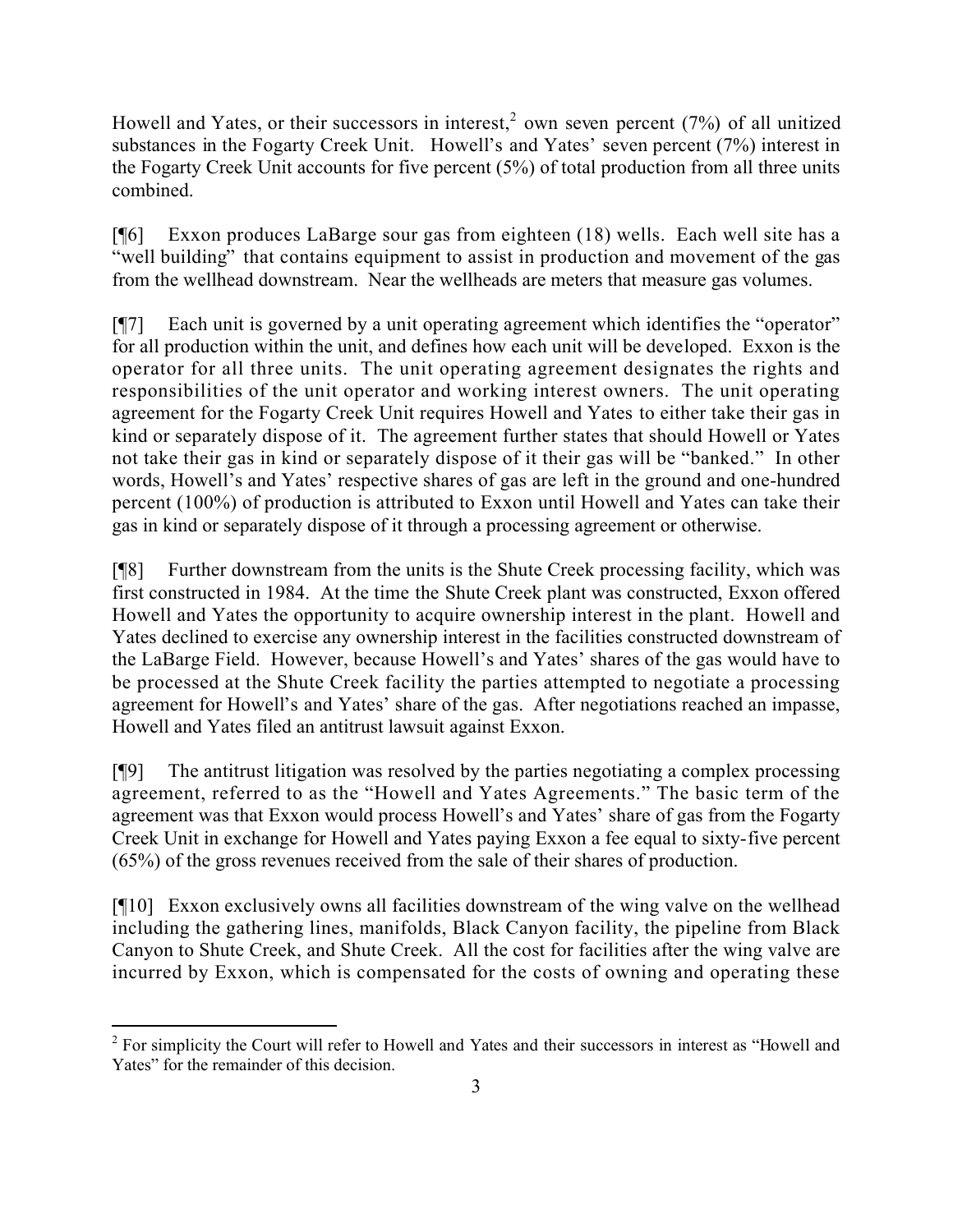Howell and Yates, or their successors in interest,[2] own seven percent (7%) of all unitized substances in the Fogarty Creek Unit. Howell's and Yates' seven percent (7%) interest in the Fogarty Creek Unit accounts for five percent (5%) of total production from all three units combined.

[¶6] Exxon produces LaBarge sour gas from eighteen (18) wells. Each well site has a "well building" that contains equipment to assist in production and movement of the gas from the wellhead downstream. Near the wellheads are meters that measure gas volumes.

[¶7] Each unit is governed by a unit operating agreement which identifies the "operator" for all production within the unit, and defines how each unit will be developed. Exxon is the operator for all three units. The unit operating agreement designates the rights and responsibilities of the unit operator and working interest owners. The unit operating agreement for the Fogarty Creek Unit requires Howell and Yates to either take their gas in kind or separately dispose of it. The agreement further states that should Howell or Yates not take their gas in kind or separately dispose of it their gas will be "banked." In other words, Howell's and Yates' respective shares of gas are left in the ground and one-hundred percent (100%) of production is attributed to Exxon until Howell and Yates can take their gas in kind or separately dispose of it through a processing agreement or otherwise.

[¶8] Further downstream from the units is the Shute Creek processing facility, which was first constructed in 1984. At the time the Shute Creek plant was constructed, Exxon offered Howell and Yates the opportunity to acquire ownership interest in the plant. Howell and Yates declined to exercise any ownership interest in the facilities constructed downstream of the LaBarge Field. However, because Howell's and Yates' shares of the gas would have to be processed at the Shute Creek facility the parties attempted to negotiate a processing agreement for Howell's and Yates' share of the gas. After negotiations reached an impasse, Howell and Yates filed an antitrust lawsuit against Exxon.

[¶9] The antitrust litigation was resolved by the parties negotiating a complex processing agreement, referred to as the "Howell and Yates Agreements." The basic term of the agreement was that Exxon would process Howell's and Yates' share of gas from the Fogarty Creek Unit in exchange for Howell and Yates paying Exxon a fee equal to sixty-five percent (65%) of the gross revenues received from the sale of their shares of production.

[¶10] Exxon exclusively owns all facilities downstream of the wing valve on the wellhead including the gathering lines, manifolds, Black Canyon facility, the pipeline from Black Canyon to Shute Creek, and Shute Creek. All the cost for facilities after the wing valve are incurred by Exxon, which is compensated for the costs of owning and operating these

[2] For simplicity the Court will refer to Howell and Yates and their successors in interest as "Howell and Yates" for the remainder of this decision.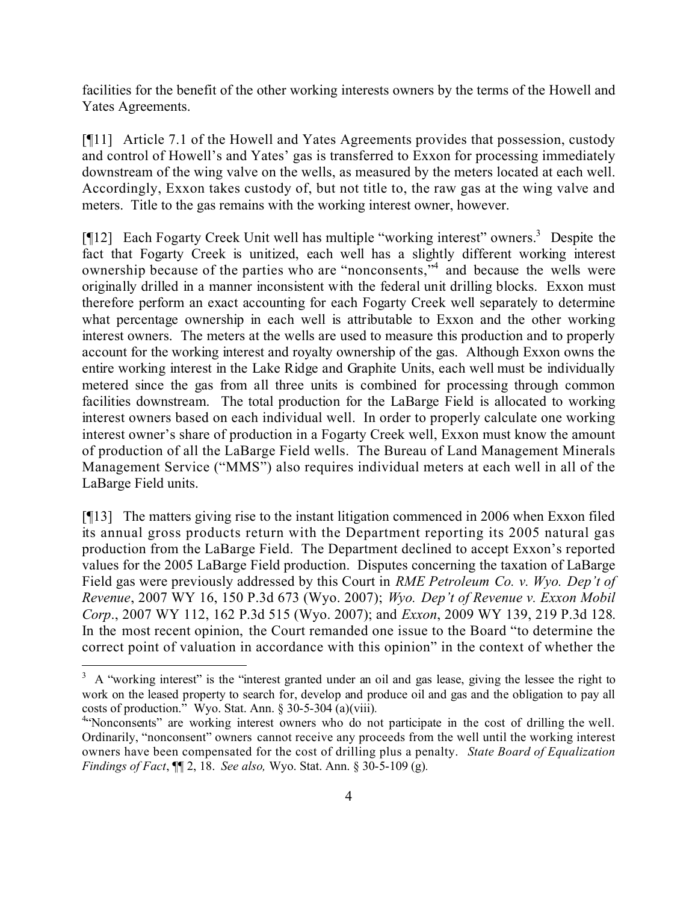facilities for the benefit of the other working interests owners by the terms of the Howell and Yates Agreements.

[¶11] Article 7.1 of the Howell and Yates Agreements provides that possession, custody and control of Howell's and Yates' gas is transferred to Exxon for processing immediately downstream of the wing valve on the wells, as measured by the meters located at each well. Accordingly, Exxon takes custody of, but not title to, the raw gas at the wing valve and meters. Title to the gas remains with the working interest owner, however.

[¶12] Each Fogarty Creek Unit well has multiple "working interest" owners.[3] Despite the fact that Fogarty Creek is unitized, each well has a slightly different working interest ownership because of the parties who are "nonconsents,"[4] and because the wells were originally drilled in a manner inconsistent with the federal unit drilling blocks. Exxon must therefore perform an exact accounting for each Fogarty Creek well separately to determine what percentage ownership in each well is attributable to Exxon and the other working interest owners. The meters at the wells are used to measure this production and to properly account for the working interest and royalty ownership of the gas. Although Exxon owns the entire working interest in the Lake Ridge and Graphite Units, each well must be individually metered since the gas from all three units is combined for processing through common facilities downstream. The total production for the LaBarge Field is allocated to working interest owners based on each individual well. In order to properly calculate one working interest owner's share of production in a Fogarty Creek well, Exxon must know the amount of production of all the LaBarge Field wells. The Bureau of Land Management Minerals Management Service ("MMS") also requires individual meters at each well in all of the LaBarge Field units.

[¶13] The matters giving rise to the instant litigation commenced in 2006 when Exxon filed its annual gross products return with the Department reporting its 2005 natural gas production from the LaBarge Field. The Department declined to accept Exxon's reported values for the 2005 LaBarge Field production. Disputes concerning the taxation of LaBarge Field gas were previously addressed by this Court in *RME Petroleum Co. v. Wyo. Dep't of Revenue*, 2007 WY 16, 150 P.3d 673 (Wyo. 2007); *Wyo. Dep't of Revenue v. Exxon Mobil Corp*., 2007 WY 112, 162 P.3d 515 (Wyo. 2007); and *Exxon*, 2009 WY 139, 219 P.3d 128. In the most recent opinion, the Court remanded one issue to the Board "to determine the correct point of valuation in accordance with this opinion" in the context of whether the

---

[3] A "working interest" is the "interest granted under an oil and gas lease, giving the lessee the right to work on the leased property to search for, develop and produce oil and gas and the obligation to pay all costs of production." Wyo. Stat. Ann. § 30-5-304 (a)(viii).

[4] "Nonconsents" are working interest owners who do not participate in the cost of drilling the well. Ordinarily, "nonconsent" owners cannot receive any proceeds from the well until the working interest owners have been compensated for the cost of drilling plus a penalty. *State Board of Equalization Findings of Fact*, ¶¶ 2, 18. *See also,* Wyo. Stat. Ann. § 30-5-109 (g).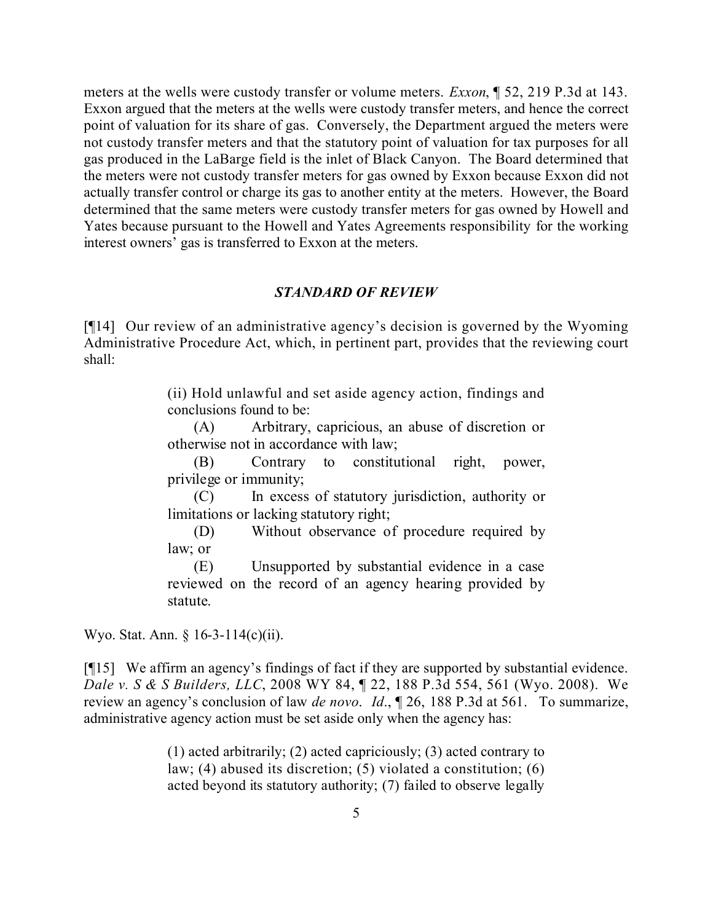meters at the wells were custody transfer or volume meters. *Exxon*, ¶ 52, 219 P.3d at 143. Exxon argued that the meters at the wells were custody transfer meters, and hence the correct point of valuation for its share of gas. Conversely, the Department argued the meters were not custody transfer meters and that the statutory point of valuation for tax purposes for all gas produced in the LaBarge field is the inlet of Black Canyon. The Board determined that the meters were not custody transfer meters for gas owned by Exxon because Exxon did not actually transfer control or charge its gas to another entity at the meters. However, the Board determined that the same meters were custody transfer meters for gas owned by Howell and Yates because pursuant to the Howell and Yates Agreements responsibility for the working interest owners' gas is transferred to Exxon at the meters.

### *STANDARD OF REVIEW*

[¶14] Our review of an administrative agency's decision is governed by the Wyoming Administrative Procedure Act, which, in pertinent part, provides that the reviewing court shall:

> (ii) Hold unlawful and set aside agency action, findings and conclusions found to be:
>
> (A) Arbitrary, capricious, an abuse of discretion or otherwise not in accordance with law;
>
> (B) Contrary to constitutional right, power, privilege or immunity;
>
> (C) In excess of statutory jurisdiction, authority or limitations or lacking statutory right;
>
> (D) Without observance of procedure required by law; or
>
> (E) Unsupported by substantial evidence in a case reviewed on the record of an agency hearing provided by statute.

Wyo. Stat. Ann. § 16-3-114(c)(ii).

[¶15] We affirm an agency's findings of fact if they are supported by substantial evidence. *Dale v. S & S Builders, LLC*, 2008 WY 84, ¶ 22, 188 P.3d 554, 561 (Wyo. 2008). We review an agency's conclusion of law *de novo*. *Id*., ¶ 26, 188 P.3d at 561. To summarize, administrative agency action must be set aside only when the agency has:

> (1) acted arbitrarily; (2) acted capriciously; (3) acted contrary to law; (4) abused its discretion; (5) violated a constitution; (6) acted beyond its statutory authority; (7) failed to observe legally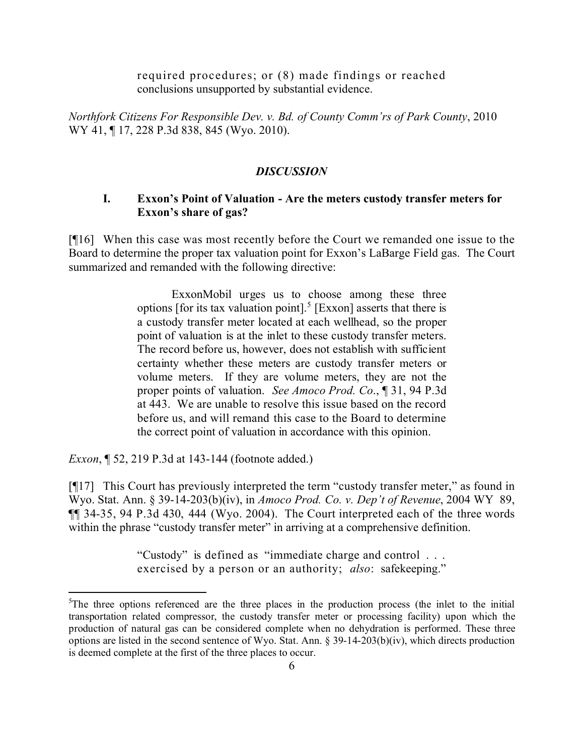> required procedures; or (8) made findings or reached conclusions unsupported by substantial evidence.

*Northfork Citizens For Responsible Dev. v. Bd. of County Comm'rs of Park County*, 2010 WY 41, ¶ 17, 228 P.3d 838, 845 (Wyo. 2010).

## *DISCUSSION*

### I. Exxon's Point of Valuation - Are the meters custody transfer meters for Exxon's share of gas?

[¶16] When this case was most recently before the Court we remanded one issue to the Board to determine the proper tax valuation point for Exxon's LaBarge Field gas. The Court summarized and remanded with the following directive:

> ExxonMobil urges us to choose among these three options [for its tax valuation point].[5] [Exxon] asserts that there is a custody transfer meter located at each wellhead, so the proper point of valuation is at the inlet to these custody transfer meters. The record before us, however, does not establish with sufficient certainty whether these meters are custody transfer meters or volume meters. If they are volume meters, they are not the proper points of valuation. *See Amoco Prod. Co*., ¶ 31, 94 P.3d at 443. We are unable to resolve this issue based on the record before us, and will remand this case to the Board to determine the correct point of valuation in accordance with this opinion.

*Exxon*, ¶ 52, 219 P.3d at 143-144 (footnote added.)

[¶17] This Court has previously interpreted the term "custody transfer meter," as found in Wyo. Stat. Ann. § 39-14-203(b)(iv), in *Amoco Prod. Co. v. Dep't of Revenue*, 2004 WY 89, ¶¶ 34-35, 94 P.3d 430, 444 (Wyo. 2004). The Court interpreted each of the three words within the phrase "custody transfer meter" in arriving at a comprehensive definition.

> "Custody" is defined as "immediate charge and control . . . exercised by a person or an authority; *also*: safekeeping."

---

[5] The three options referenced are the three places in the production process (the inlet to the initial transportation related compressor, the custody transfer meter or processing facility) upon which the production of natural gas can be considered complete when no dehydration is performed. These three options are listed in the second sentence of Wyo. Stat. Ann. § 39-14-203(b)(iv), which directs production is deemed complete at the first of the three places to occur.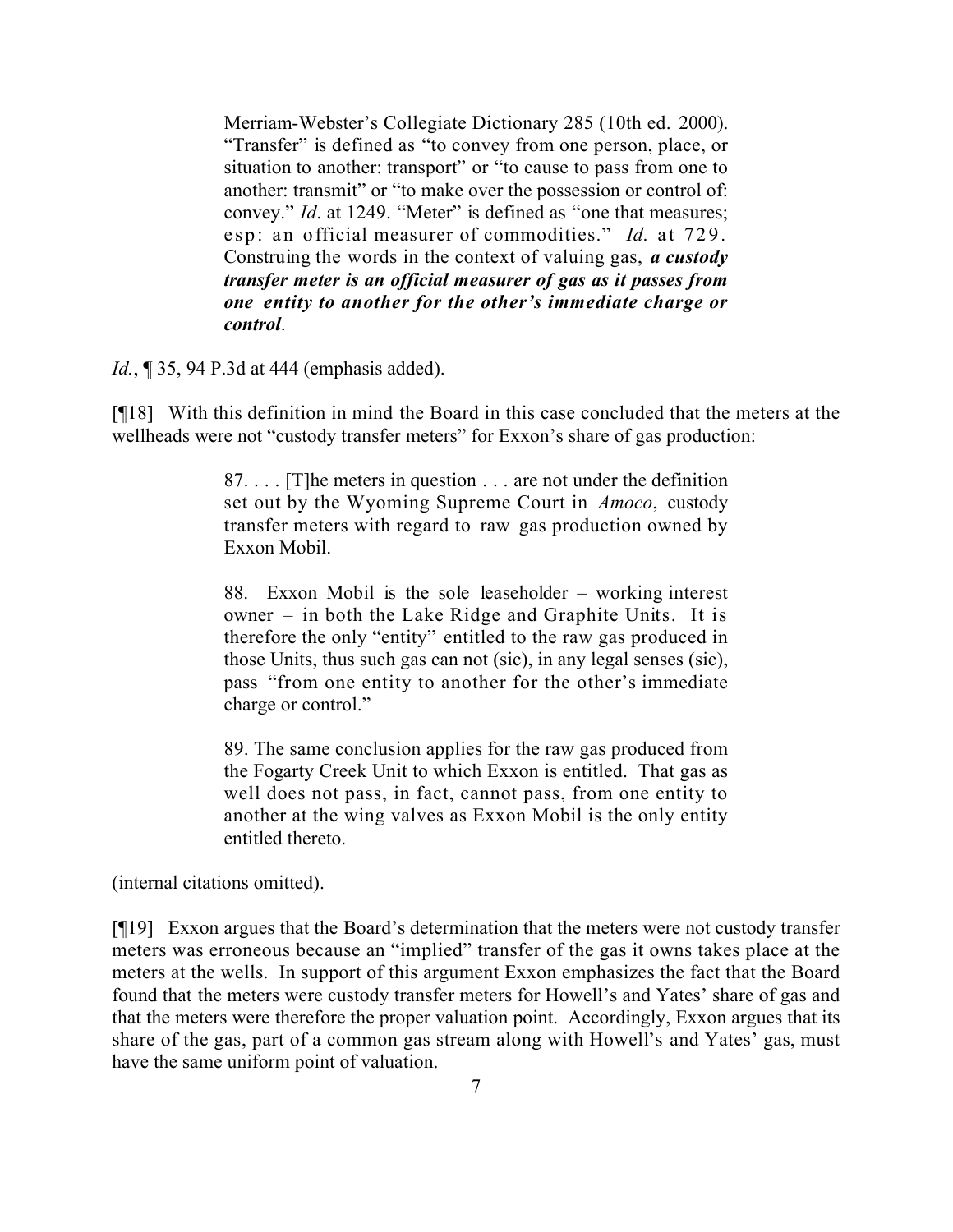> Merriam-Webster's Collegiate Dictionary 285 (10th ed. 2000). "Transfer" is defined as "to convey from one person, place, or situation to another: transport" or "to cause to pass from one to another: transmit" or "to make over the possession or control of: convey." *Id*. at 1249. "Meter" is defined as "one that measures; esp: an official measurer of commodities." *Id*. at 729. Construing the words in the context of valuing gas, ***a custody transfer meter is an official measurer of gas as it passes from one entity to another for the other's immediate charge or control***.

*Id.*, ¶ 35, 94 P.3d at 444 (emphasis added).

[¶18] With this definition in mind the Board in this case concluded that the meters at the wellheads were not "custody transfer meters" for Exxon's share of gas production:

> 87. . . . [T]he meters in question . . . are not under the definition set out by the Wyoming Supreme Court in *Amoco*, custody transfer meters with regard to raw gas production owned by Exxon Mobil.
>
> 88. Exxon Mobil is the sole leaseholder – working interest owner – in both the Lake Ridge and Graphite Units. It is therefore the only "entity" entitled to the raw gas produced in those Units, thus such gas can not (sic), in any legal senses (sic), pass "from one entity to another for the other's immediate charge or control."
>
> 89. The same conclusion applies for the raw gas produced from the Fogarty Creek Unit to which Exxon is entitled. That gas as well does not pass, in fact, cannot pass, from one entity to another at the wing valves as Exxon Mobil is the only entity entitled thereto.

(internal citations omitted).

[¶19] Exxon argues that the Board's determination that the meters were not custody transfer meters was erroneous because an "implied" transfer of the gas it owns takes place at the meters at the wells. In support of this argument Exxon emphasizes the fact that the Board found that the meters were custody transfer meters for Howell's and Yates' share of gas and that the meters were therefore the proper valuation point. Accordingly, Exxon argues that its share of the gas, part of a common gas stream along with Howell's and Yates' gas, must have the same uniform point of valuation.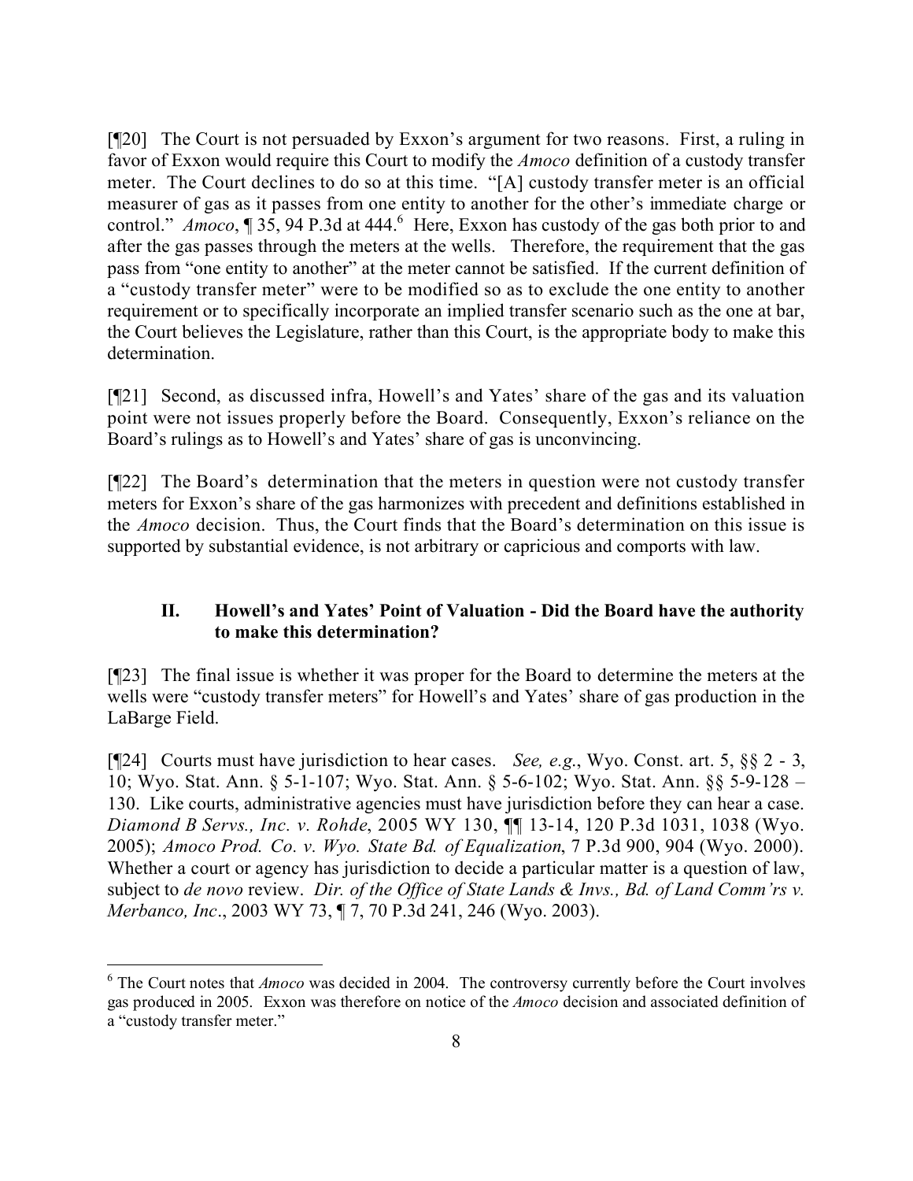[¶20] The Court is not persuaded by Exxon's argument for two reasons. First, a ruling in favor of Exxon would require this Court to modify the *Amoco* definition of a custody transfer meter. The Court declines to do so at this time. "[A] custody transfer meter is an official measurer of gas as it passes from one entity to another for the other's immediate charge or control." *Amoco*, ¶ 35, 94 P.3d at 444.[6] Here, Exxon has custody of the gas both prior to and after the gas passes through the meters at the wells. Therefore, the requirement that the gas pass from "one entity to another" at the meter cannot be satisfied. If the current definition of a "custody transfer meter" were to be modified so as to exclude the one entity to another requirement or to specifically incorporate an implied transfer scenario such as the one at bar, the Court believes the Legislature, rather than this Court, is the appropriate body to make this determination.

[¶21] Second, as discussed infra, Howell's and Yates' share of the gas and its valuation point were not issues properly before the Board. Consequently, Exxon's reliance on the Board's rulings as to Howell's and Yates' share of gas is unconvincing.

[¶22] The Board's determination that the meters in question were not custody transfer meters for Exxon's share of the gas harmonizes with precedent and definitions established in the *Amoco* decision. Thus, the Court finds that the Board's determination on this issue is supported by substantial evidence, is not arbitrary or capricious and comports with law.

### II. Howell's and Yates' Point of Valuation - Did the Board have the authority to make this determination?

[¶23] The final issue is whether it was proper for the Board to determine the meters at the wells were "custody transfer meters" for Howell's and Yates' share of gas production in the LaBarge Field.

[¶24] Courts must have jurisdiction to hear cases. *See, e.g.*, Wyo. Const. art. 5, §§ 2 - 3, 10; Wyo. Stat. Ann. § 5-1-107; Wyo. Stat. Ann. § 5-6-102; Wyo. Stat. Ann. §§ 5-9-128 – 130. Like courts, administrative agencies must have jurisdiction before they can hear a case. *Diamond B Servs., Inc. v. Rohde*, 2005 WY 130, ¶¶ 13-14, 120 P.3d 1031, 1038 (Wyo. 2005); *Amoco Prod. Co. v. Wyo. State Bd. of Equalization*, 7 P.3d 900, 904 (Wyo. 2000). Whether a court or agency has jurisdiction to decide a particular matter is a question of law, subject to *de novo* review. *Dir. of the Office of State Lands & Invs., Bd. of Land Comm'rs v. Merbanco, Inc*., 2003 WY 73, ¶ 7, 70 P.3d 241, 246 (Wyo. 2003).

---

[6] The Court notes that *Amoco* was decided in 2004. The controversy currently before the Court involves gas produced in 2005. Exxon was therefore on notice of the *Amoco* decision and associated definition of a "custody transfer meter."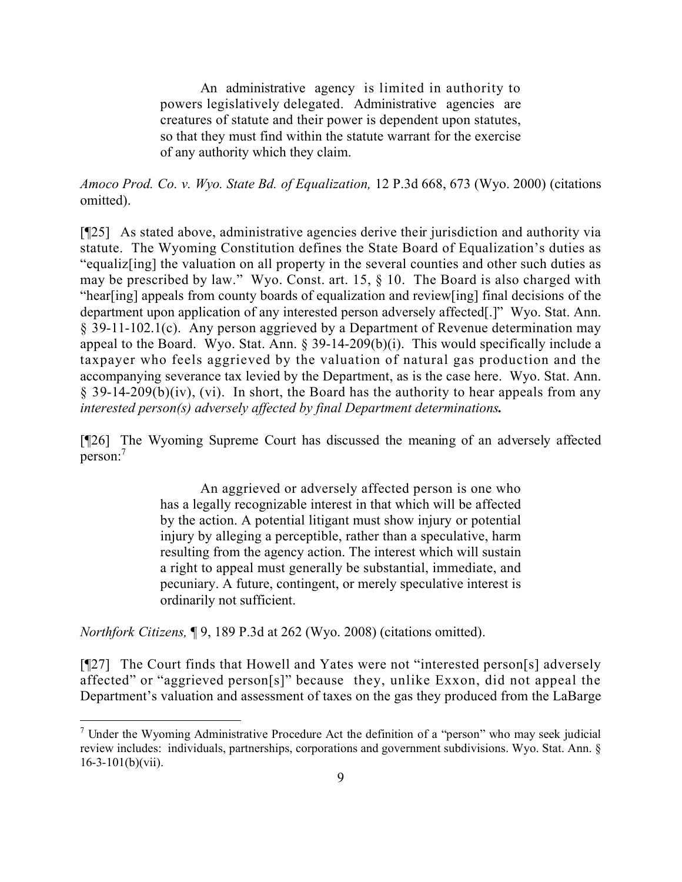> An administrative agency is limited in authority to powers legislatively delegated. Administrative agencies are creatures of statute and their power is dependent upon statutes, so that they must find within the statute warrant for the exercise of any authority which they claim.

*Amoco Prod. Co. v. Wyo. State Bd. of Equalization,* 12 P.3d 668, 673 (Wyo. 2000) (citations omitted).

[¶25] As stated above, administrative agencies derive their jurisdiction and authority via statute. The Wyoming Constitution defines the State Board of Equalization's duties as "equaliz[ing] the valuation on all property in the several counties and other such duties as may be prescribed by law." Wyo. Const. art. 15, § 10. The Board is also charged with "hear[ing] appeals from county boards of equalization and review[ing] final decisions of the department upon application of any interested person adversely affected[.]" Wyo. Stat. Ann. § 39-11-102.1(c). Any person aggrieved by a Department of Revenue determination may appeal to the Board. Wyo. Stat. Ann. § 39-14-209(b)(i). This would specifically include a taxpayer who feels aggrieved by the valuation of natural gas production and the accompanying severance tax levied by the Department, as is the case here. Wyo. Stat. Ann. § 39-14-209(b)(iv), (vi). In short, the Board has the authority to hear appeals from any ***interested person(s) adversely affected by final Department determinations.***

[¶26] The Wyoming Supreme Court has discussed the meaning of an adversely affected person:[7]

> An aggrieved or adversely affected person is one who has a legally recognizable interest in that which will be affected by the action. A potential litigant must show injury or potential injury by alleging a perceptible, rather than a speculative, harm resulting from the agency action. The interest which will sustain a right to appeal must generally be substantial, immediate, and pecuniary. A future, contingent, or merely speculative interest is ordinarily not sufficient.

*Northfork Citizens,* ¶ 9, 189 P.3d at 262 (Wyo. 2008) (citations omitted).

[¶27] The Court finds that Howell and Yates were not "interested person[s] adversely affected" or "aggrieved person[s]" because they, unlike Exxon, did not appeal the Department's valuation and assessment of taxes on the gas they produced from the LaBarge

---

[7] Under the Wyoming Administrative Procedure Act the definition of a "person" who may seek judicial review includes: individuals, partnerships, corporations and government subdivisions. Wyo. Stat. Ann. § 16-3-101(b)(vii).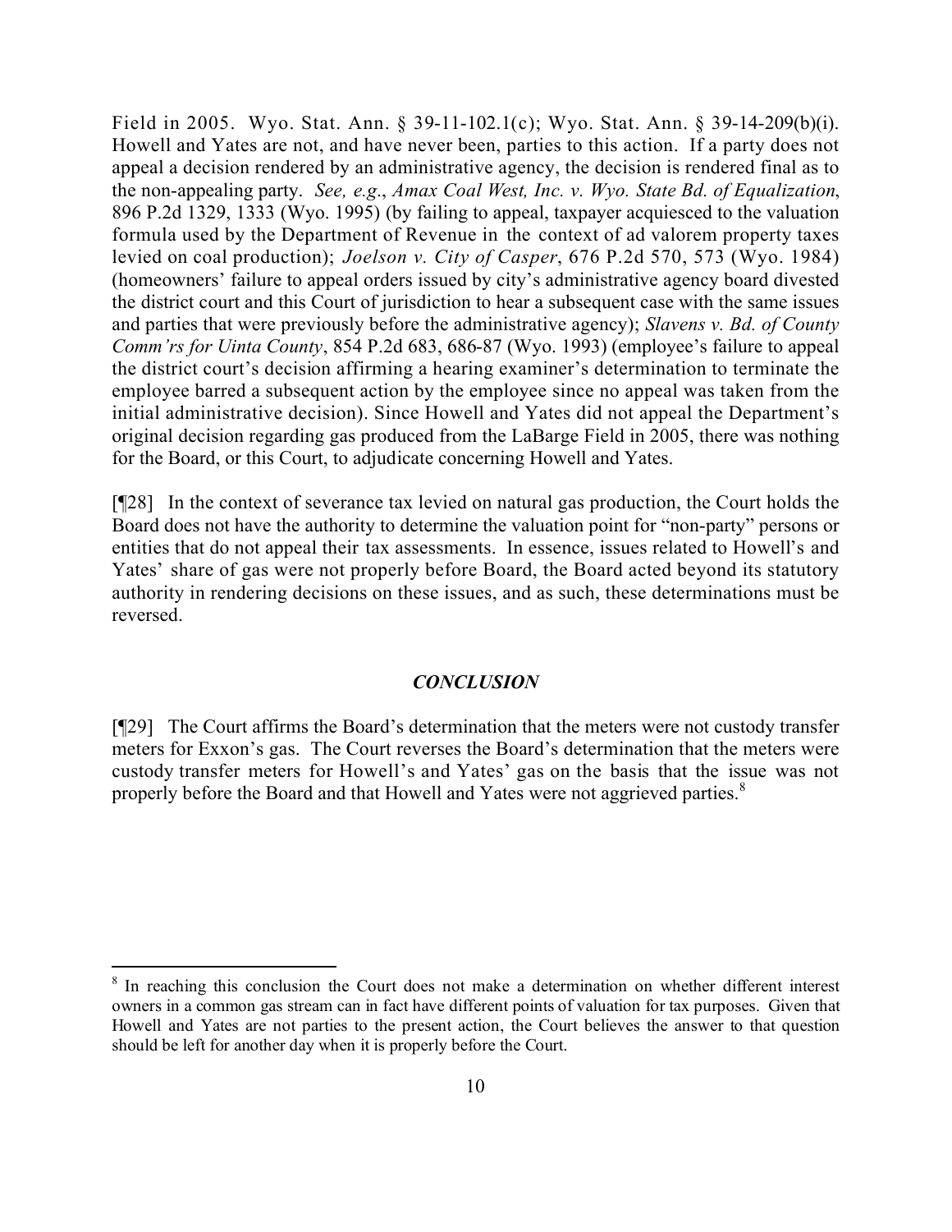Field in 2005. Wyo. Stat. Ann. § 39-11-102.1(c); Wyo. Stat. Ann. § 39-14-209(b)(i). Howell and Yates are not, and have never been, parties to this action. If a party does not appeal a decision rendered by an administrative agency, the decision is rendered final as to the non-appealing party. *See, e.g.*, *Amax Coal West, Inc. v. Wyo. State Bd. of Equalization*, 896 P.2d 1329, 1333 (Wyo. 1995) (by failing to appeal, taxpayer acquiesced to the valuation formula used by the Department of Revenue in the context of ad valorem property taxes levied on coal production); *Joelson v. City of Casper*, 676 P.2d 570, 573 (Wyo. 1984) (homeowners' failure to appeal orders issued by city's administrative agency board divested the district court and this Court of jurisdiction to hear a subsequent case with the same issues and parties that were previously before the administrative agency); *Slavens v. Bd. of County Comm'rs for Uinta County*, 854 P.2d 683, 686-87 (Wyo. 1993) (employee's failure to appeal the district court's decision affirming a hearing examiner's determination to terminate the employee barred a subsequent action by the employee since no appeal was taken from the initial administrative decision). Since Howell and Yates did not appeal the Department's original decision regarding gas produced from the LaBarge Field in 2005, there was nothing for the Board, or this Court, to adjudicate concerning Howell and Yates.

[¶28] In the context of severance tax levied on natural gas production, the Court holds the Board does not have the authority to determine the valuation point for "non-party" persons or entities that do not appeal their tax assessments. In essence, issues related to Howell's and Yates' share of gas were not properly before Board, the Board acted beyond its statutory authority in rendering decisions on these issues, and as such, these determinations must be reversed.

## *CONCLUSION*

[¶29] The Court affirms the Board's determination that the meters were not custody transfer meters for Exxon's gas. The Court reverses the Board's determination that the meters were custody transfer meters for Howell's and Yates' gas on the basis that the issue was not properly before the Board and that Howell and Yates were not aggrieved parties.[8]

---

[8] In reaching this conclusion the Court does not make a determination on whether different interest owners in a common gas stream can in fact have different points of valuation for tax purposes. Given that Howell and Yates are not parties to the present action, the Court believes the answer to that question should be left for another day when it is properly before the Court.